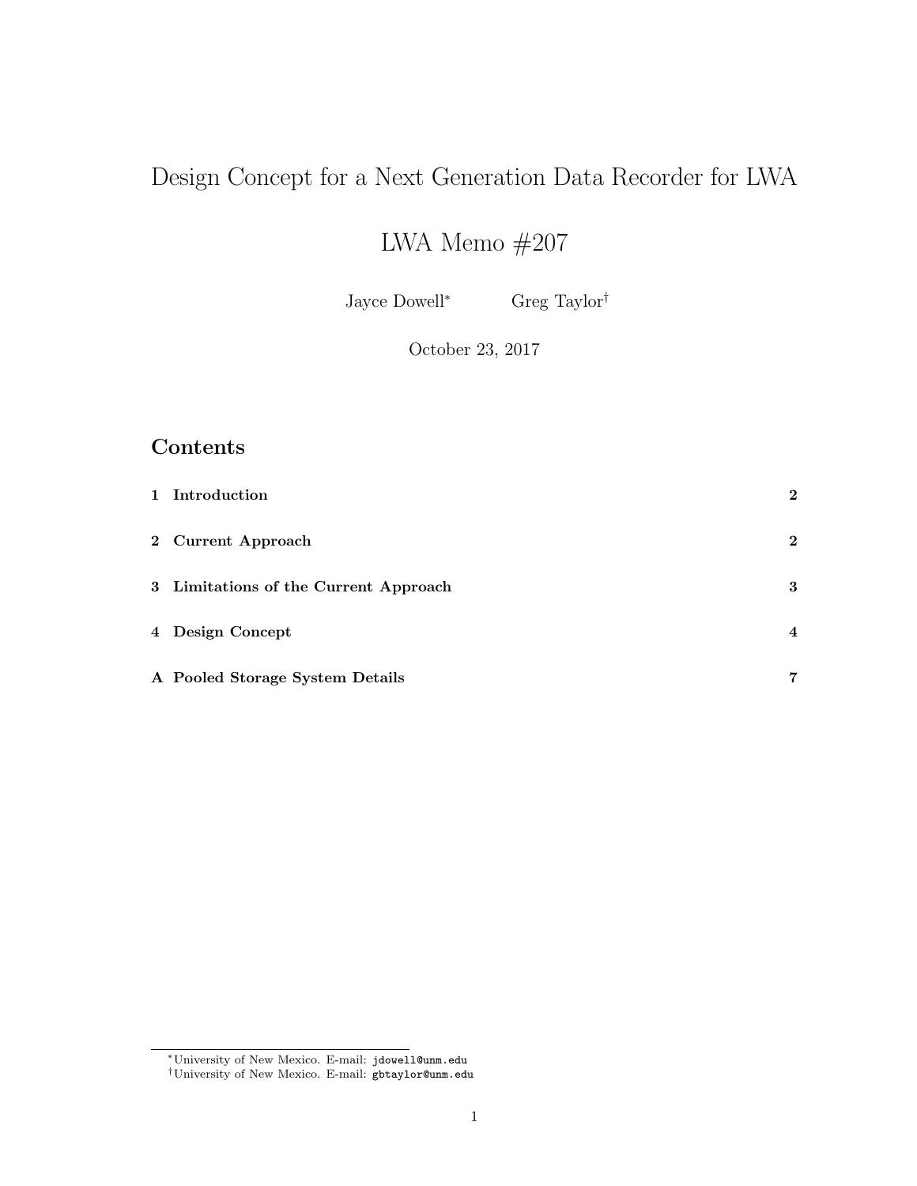# Design Concept for a Next Generation Data Recorder for LWA

## LWA Memo #207

Jayce Dowell[*] Greg Taylor[†]

October 23, 2017

## Contents

| | |
|---|---|
| **1 Introduction** | **2** |
| **2 Current Approach** | **2** |
| **3 Limitations of the Current Approach** | **3** |
| **4 Design Concept** | **4** |
| **A Pooled Storage System Details** | **7** |

[*] University of New Mexico. E-mail: jdowell@unm.edu

[†] University of New Mexico. E-mail: gbtaylor@unm.edu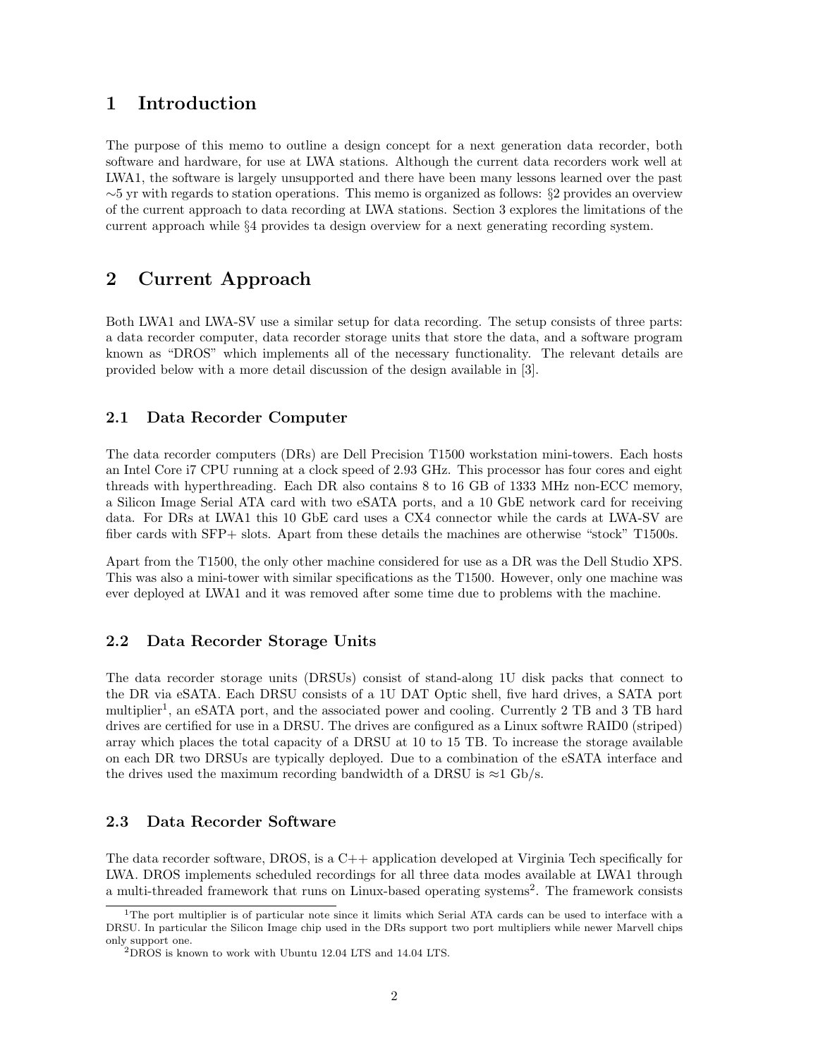# 1 Introduction

The purpose of this memo to outline a design concept for a next generation data recorder, both software and hardware, for use at LWA stations. Although the current data recorders work well at LWA1, the software is largely unsupported and there have been many lessons learned over the past ∼5 yr with regards to station operations. This memo is organized as follows: §2 provides an overview of the current approach to data recording at LWA stations. Section 3 explores the limitations of the current approach while §4 provides ta design overview for a next generating recording system.

# 2 Current Approach

Both LWA1 and LWA-SV use a similar setup for data recording. The setup consists of three parts: a data recorder computer, data recorder storage units that store the data, and a software program known as "DROS" which implements all of the necessary functionality. The relevant details are provided below with a more detail discussion of the design available in [3].

## 2.1 Data Recorder Computer

The data recorder computers (DRs) are Dell Precision T1500 workstation mini-towers. Each hosts an Intel Core i7 CPU running at a clock speed of 2.93 GHz. This processor has four cores and eight threads with hyperthreading. Each DR also contains 8 to 16 GB of 1333 MHz non-ECC memory, a Silicon Image Serial ATA card with two eSATA ports, and a 10 GbE network card for receiving data. For DRs at LWA1 this 10 GbE card uses a CX4 connector while the cards at LWA-SV are fiber cards with SFP+ slots. Apart from these details the machines are otherwise "stock" T1500s.

Apart from the T1500, the only other machine considered for use as a DR was the Dell Studio XPS. This was also a mini-tower with similar specifications as the T1500. However, only one machine was ever deployed at LWA1 and it was removed after some time due to problems with the machine.

## 2.2 Data Recorder Storage Units

The data recorder storage units (DRSUs) consist of stand-along 1U disk packs that connect to the DR via eSATA. Each DRSU consists of a 1U DAT Optic shell, five hard drives, a SATA port multiplier[1], an eSATA port, and the associated power and cooling. Currently 2 TB and 3 TB hard drives are certified for use in a DRSU. The drives are configured as a Linux softwre RAID0 (striped) array which places the total capacity of a DRSU at 10 to 15 TB. To increase the storage available on each DR two DRSUs are typically deployed. Due to a combination of the eSATA interface and the drives used the maximum recording bandwidth of a DRSU is ≈1 Gb/s.

## 2.3 Data Recorder Software

The data recorder software, DROS, is a C++ application developed at Virginia Tech specifically for LWA. DROS implements scheduled recordings for all three data modes available at LWA1 through a multi-threaded framework that runs on Linux-based operating systems[2]. The framework consists

[1] The port multiplier is of particular note since it limits which Serial ATA cards can be used to interface with a DRSU. In particular the Silicon Image chip used in the DRs support two port multipliers while newer Marvell chips only support one.

[2] DROS is known to work with Ubuntu 12.04 LTS and 14.04 LTS.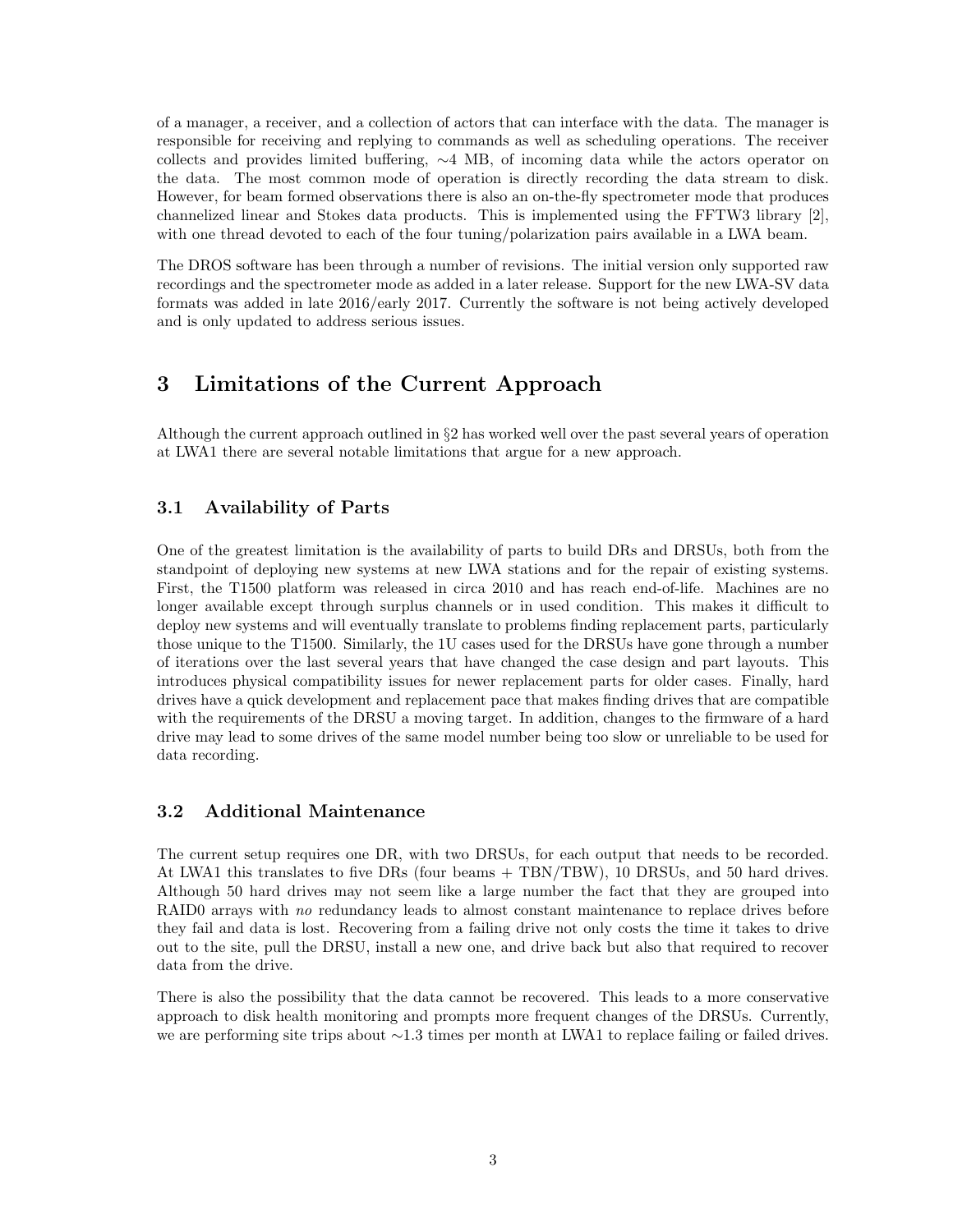of a manager, a receiver, and a collection of actors that can interface with the data. The manager is responsible for receiving and replying to commands as well as scheduling operations. The receiver collects and provides limited buffering, ∼4 MB, of incoming data while the actors operator on the data. The most common mode of operation is directly recording the data stream to disk. However, for beam formed observations there is also an on-the-fly spectrometer mode that produces channelized linear and Stokes data products. This is implemented using the FFTW3 library [2], with one thread devoted to each of the four tuning/polarization pairs available in a LWA beam.

The DROS software has been through a number of revisions. The initial version only supported raw recordings and the spectrometer mode as added in a later release. Support for the new LWA-SV data formats was added in late 2016/early 2017. Currently the software is not being actively developed and is only updated to address serious issues.

# 3 Limitations of the Current Approach

Although the current approach outlined in §2 has worked well over the past several years of operation at LWA1 there are several notable limitations that argue for a new approach.

## 3.1 Availability of Parts

One of the greatest limitation is the availability of parts to build DRs and DRSUs, both from the standpoint of deploying new systems at new LWA stations and for the repair of existing systems. First, the T1500 platform was released in circa 2010 and has reach end-of-life. Machines are no longer available except through surplus channels or in used condition. This makes it difficult to deploy new systems and will eventually translate to problems finding replacement parts, particularly those unique to the T1500. Similarly, the 1U cases used for the DRSUs have gone through a number of iterations over the last several years that have changed the case design and part layouts. This introduces physical compatibility issues for newer replacement parts for older cases. Finally, hard drives have a quick development and replacement pace that makes finding drives that are compatible with the requirements of the DRSU a moving target. In addition, changes to the firmware of a hard drive may lead to some drives of the same model number being too slow or unreliable to be used for data recording.

## 3.2 Additional Maintenance

The current setup requires one DR, with two DRSUs, for each output that needs to be recorded. At LWA1 this translates to five DRs (four beams + TBN/TBW), 10 DRSUs, and 50 hard drives. Although 50 hard drives may not seem like a large number the fact that they are grouped into RAID0 arrays with *no* redundancy leads to almost constant maintenance to replace drives before they fail and data is lost. Recovering from a failing drive not only costs the time it takes to drive out to the site, pull the DRSU, install a new one, and drive back but also that required to recover data from the drive.

There is also the possibility that the data cannot be recovered. This leads to a more conservative approach to disk health monitoring and prompts more frequent changes of the DRSUs. Currently, we are performing site trips about ∼1.3 times per month at LWA1 to replace failing or failed drives.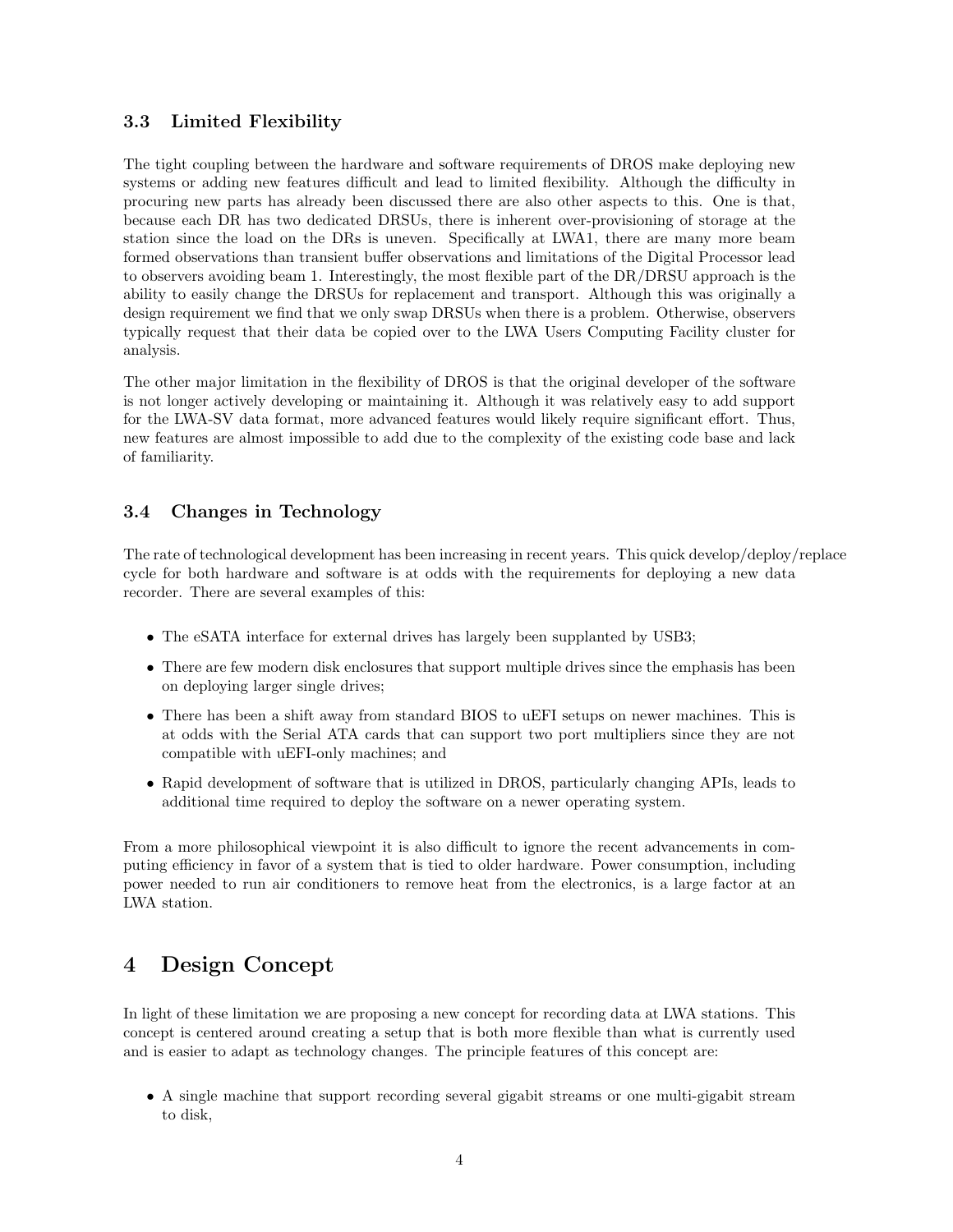### 3.3 Limited Flexibility

The tight coupling between the hardware and software requirements of DROS make deploying new systems or adding new features difficult and lead to limited flexibility. Although the difficulty in procuring new parts has already been discussed there are also other aspects to this. One is that, because each DR has two dedicated DRSUs, there is inherent over-provisioning of storage at the station since the load on the DRs is uneven. Specifically at LWA1, there are many more beam formed observations than transient buffer observations and limitations of the Digital Processor lead to observers avoiding beam 1. Interestingly, the most flexible part of the DR/DRSU approach is the ability to easily change the DRSUs for replacement and transport. Although this was originally a design requirement we find that we only swap DRSUs when there is a problem. Otherwise, observers typically request that their data be copied over to the LWA Users Computing Facility cluster for analysis.

The other major limitation in the flexibility of DROS is that the original developer of the software is not longer actively developing or maintaining it. Although it was relatively easy to add support for the LWA-SV data format, more advanced features would likely require significant effort. Thus, new features are almost impossible to add due to the complexity of the existing code base and lack of familiarity.

### 3.4 Changes in Technology

The rate of technological development has been increasing in recent years. This quick develop/deploy/replace cycle for both hardware and software is at odds with the requirements for deploying a new data recorder. There are several examples of this:

- The eSATA interface for external drives has largely been supplanted by USB3;
- There are few modern disk enclosures that support multiple drives since the emphasis has been on deploying larger single drives;
- There has been a shift away from standard BIOS to uEFI setups on newer machines. This is at odds with the Serial ATA cards that can support two port multipliers since they are not compatible with uEFI-only machines; and
- Rapid development of software that is utilized in DROS, particularly changing APIs, leads to additional time required to deploy the software on a newer operating system.

From a more philosophical viewpoint it is also difficult to ignore the recent advancements in computing efficiency in favor of a system that is tied to older hardware. Power consumption, including power needed to run air conditioners to remove heat from the electronics, is a large factor at an LWA station.

## 4 Design Concept

In light of these limitation we are proposing a new concept for recording data at LWA stations. This concept is centered around creating a setup that is both more flexible than what is currently used and is easier to adapt as technology changes. The principle features of this concept are:

- A single machine that support recording several gigabit streams or one multi-gigabit stream to disk,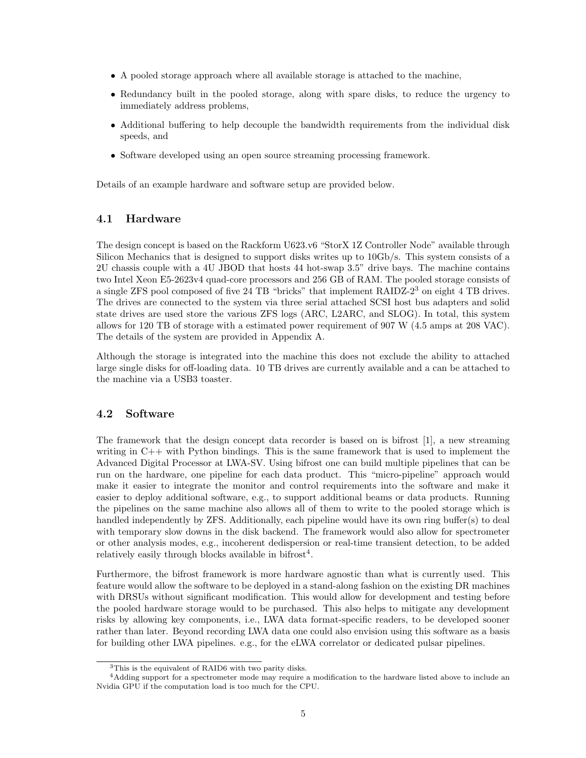- A pooled storage approach where all available storage is attached to the machine,
- Redundancy built in the pooled storage, along with spare disks, to reduce the urgency to immediately address problems,
- Additional buffering to help decouple the bandwidth requirements from the individual disk speeds, and
- Software developed using an open source streaming processing framework.

Details of an example hardware and software setup are provided below.

## 4.1 Hardware

The design concept is based on the Rackform U623.v6 "StorX 1Z Controller Node" available through Silicon Mechanics that is designed to support disks writes up to 10Gb/s. This system consists of a 2U chassis couple with a 4U JBOD that hosts 44 hot-swap 3.5" drive bays. The machine contains two Intel Xeon E5-2623v4 quad-core processors and 256 GB of RAM. The pooled storage consists of a single ZFS pool composed of five 24 TB "bricks" that implement RAIDZ-2[3] on eight 4 TB drives. The drives are connected to the system via three serial attached SCSI host bus adapters and solid state drives are used store the various ZFS logs (ARC, L2ARC, and SLOG). In total, this system allows for 120 TB of storage with a estimated power requirement of 907 W (4.5 amps at 208 VAC). The details of the system are provided in Appendix A.

Although the storage is integrated into the machine this does not exclude the ability to attached large single disks for off-loading data. 10 TB drives are currently available and a can be attached to the machine via a USB3 toaster.

## 4.2 Software

The framework that the design concept data recorder is based on is bifrost [1], a new streaming writing in C++ with Python bindings. This is the same framework that is used to implement the Advanced Digital Processor at LWA-SV. Using bifrost one can build multiple pipelines that can be run on the hardware, one pipeline for each data product. This "micro-pipeline" approach would make it easier to integrate the monitor and control requirements into the software and make it easier to deploy additional software, e.g., to support additional beams or data products. Running the pipelines on the same machine also allows all of them to write to the pooled storage which is handled independently by ZFS. Additionally, each pipeline would have its own ring buffer(s) to deal with temporary slow downs in the disk backend. The framework would also allow for spectrometer or other analysis modes, e.g., incoherent dedispersion or real-time transient detection, to be added relatively easily through blocks available in bifrost[4].

Furthermore, the bifrost framework is more hardware agnostic than what is currently used. This feature would allow the software to be deployed in a stand-along fashion on the existing DR machines with DRSUs without significant modification. This would allow for development and testing before the pooled hardware storage would to be purchased. This also helps to mitigate any development risks by allowing key components, i.e., LWA data format-specific readers, to be developed sooner rather than later. Beyond recording LWA data one could also envision using this software as a basis for building other LWA pipelines. e.g., for the eLWA correlator or dedicated pulsar pipelines.

[3]This is the equivalent of RAID6 with two parity disks.

[4]Adding support for a spectrometer mode may require a modification to the hardware listed above to include an Nvidia GPU if the computation load is too much for the CPU.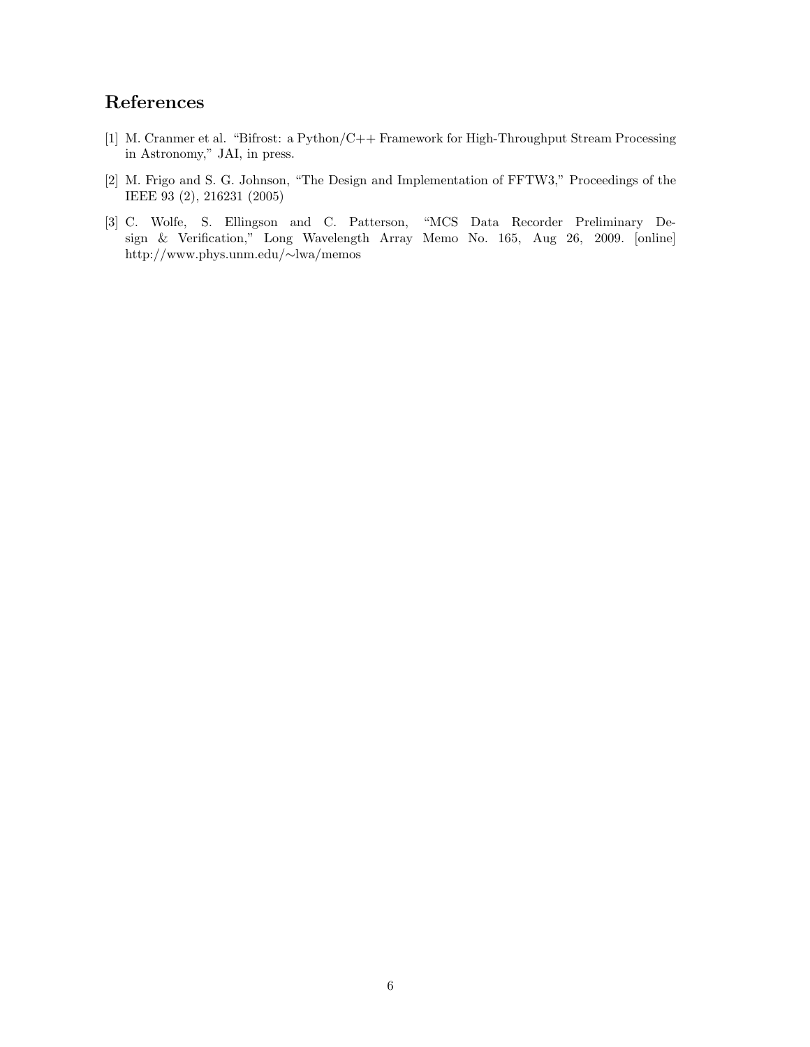# References

[1] M. Cranmer et al. "Bifrost: a Python/C++ Framework for High-Throughput Stream Processing in Astronomy," JAI, in press.

[2] M. Frigo and S. G. Johnson, "The Design and Implementation of FFTW3," Proceedings of the IEEE 93 (2), 216231 (2005)

[3] C. Wolfe, S. Ellingson and C. Patterson, "MCS Data Recorder Preliminary Design & Verification," Long Wavelength Array Memo No. 165, Aug 26, 2009. [online] http://www.phys.unm.edu/∼lwa/memos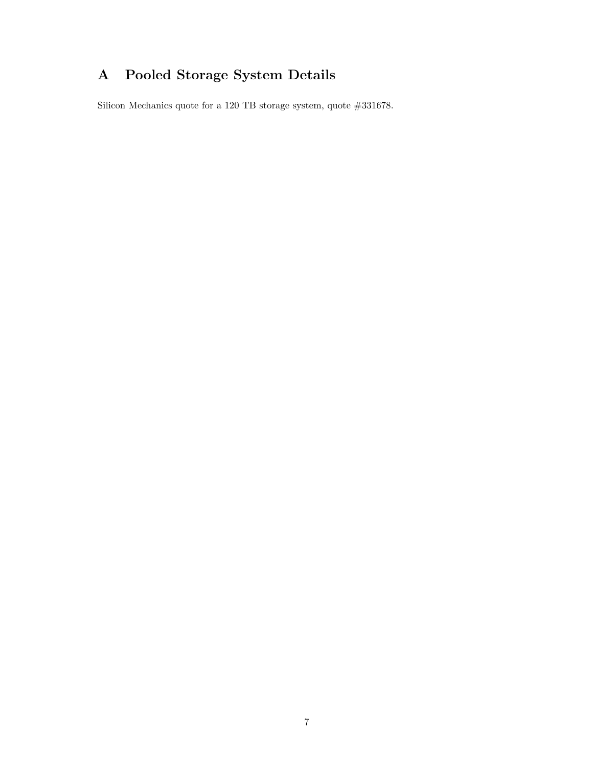# A Pooled Storage System Details

Silicon Mechanics quote for a 120 TB storage system, quote #331678.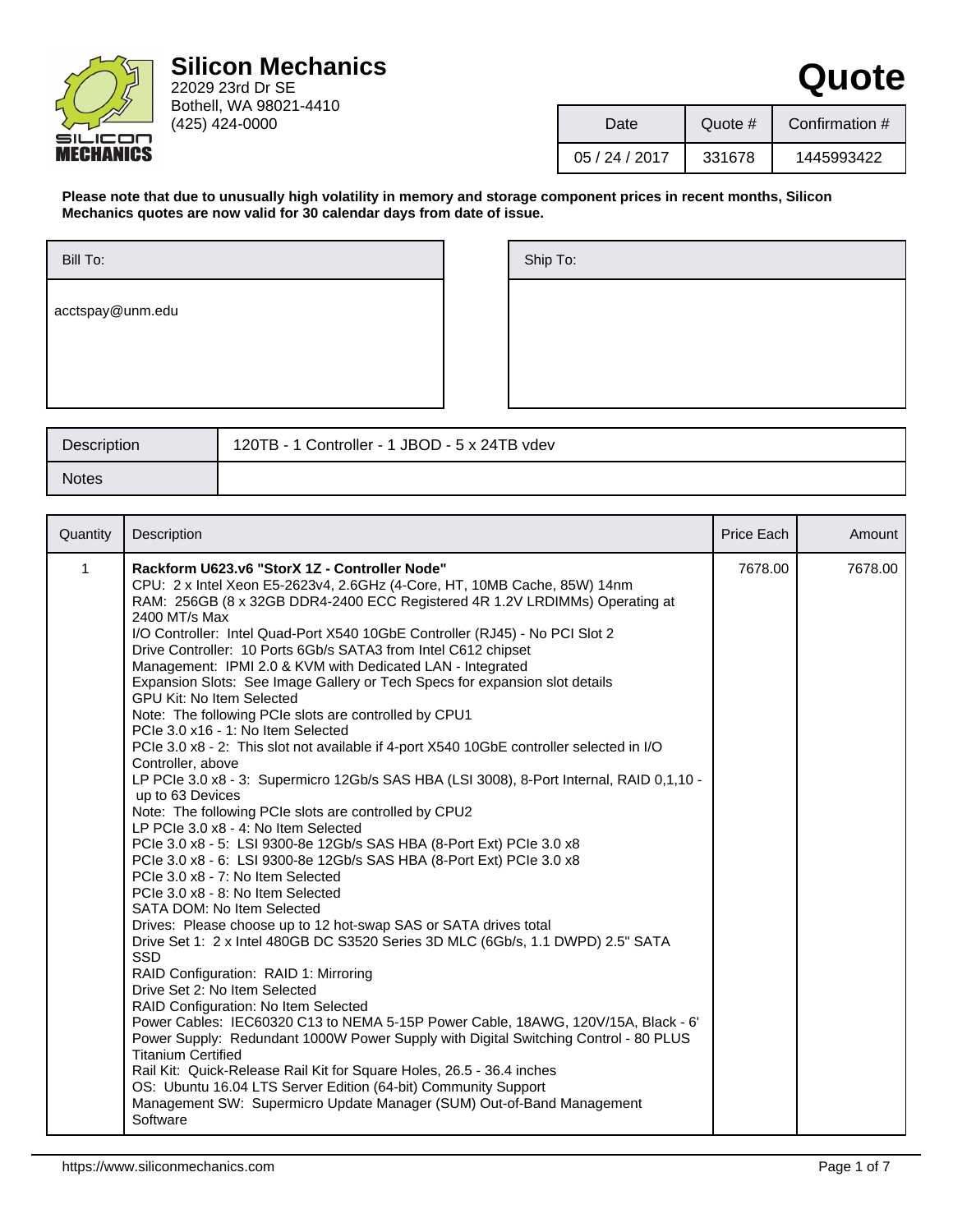# Silicon Mechanics

22029 23rd Dr SE
Bothell, WA 98021-4410
(425) 424-0000

# Quote

| Date | Quote # | Confirmation # |
|---|---|---|
| 05 / 24 / 2017 | 331678 | 1445993422 |

**Please note that due to unusually high volatility in memory and storage component prices in recent months, Silicon Mechanics quotes are now valid for 30 calendar days from date of issue.**

| Bill To: | Ship To: |
|---|---|
| acctspay@unm.edu | |

| Description | 120TB - 1 Controller - 1 JBOD - 5 x 24TB vdev |
|---|---|
| Notes | |

| Quantity | Description | Price Each | Amount |
|---|---|---|---|
| 1 | **Rackform U623.v6 "StorX 1Z - Controller Node"**<br>CPU: 2 x Intel Xeon E5-2623v4, 2.6GHz (4-Core, HT, 10MB Cache, 85W) 14nm<br>RAM: 256GB (8 x 32GB DDR4-2400 ECC Registered 4R 1.2V LRDIMMs) Operating at 2400 MT/s Max<br>I/O Controller: Intel Quad-Port X540 10GbE Controller (RJ45) - No PCI Slot 2<br>Drive Controller: 10 Ports 6Gb/s SATA3 from Intel C612 chipset<br>Management: IPMI 2.0 & KVM with Dedicated LAN - Integrated<br>Expansion Slots: See Image Gallery or Tech Specs for expansion slot details<br>GPU Kit: No Item Selected<br>Note: The following PCIe slots are controlled by CPU1<br>PCIe 3.0 x16 - 1: No Item Selected<br>PCIe 3.0 x8 - 2: This slot not available if 4-port X540 10GbE controller selected in I/O Controller, above<br>LP PCIe 3.0 x8 - 3: Supermicro 12Gb/s SAS HBA (LSI 3008), 8-Port Internal, RAID 0,1,10 - up to 63 Devices<br>Note: The following PCIe slots are controlled by CPU2<br>LP PCIe 3.0 x8 - 4: No Item Selected<br>PCIe 3.0 x8 - 5: LSI 9300-8e 12Gb/s SAS HBA (8-Port Ext) PCIe 3.0 x8<br>PCIe 3.0 x8 - 6: LSI 9300-8e 12Gb/s SAS HBA (8-Port Ext) PCIe 3.0 x8<br>PCIe 3.0 x8 - 7: No Item Selected<br>PCIe 3.0 x8 - 8: No Item Selected<br>SATA DOM: No Item Selected<br>Drives: Please choose up to 12 hot-swap SAS or SATA drives total<br>Drive Set 1: 2 x Intel 480GB DC S3520 Series 3D MLC (6Gb/s, 1.1 DWPD) 2.5" SATA SSD<br>RAID Configuration: RAID 1: Mirroring<br>Drive Set 2: No Item Selected<br>RAID Configuration: No Item Selected<br>Power Cables: IEC60320 C13 to NEMA 5-15P Power Cable, 18AWG, 120V/15A, Black - 6'<br>Power Supply: Redundant 1000W Power Supply with Digital Switching Control - 80 PLUS Titanium Certified<br>Rail Kit: Quick-Release Rail Kit for Square Holes, 26.5 - 36.4 inches<br>OS: Ubuntu 16.04 LTS Server Edition (64-bit) Community Support<br>Management SW: Supermicro Update Manager (SUM) Out-of-Band Management Software | 7678.00 | 7678.00 |

https://www.siliconmechanics.com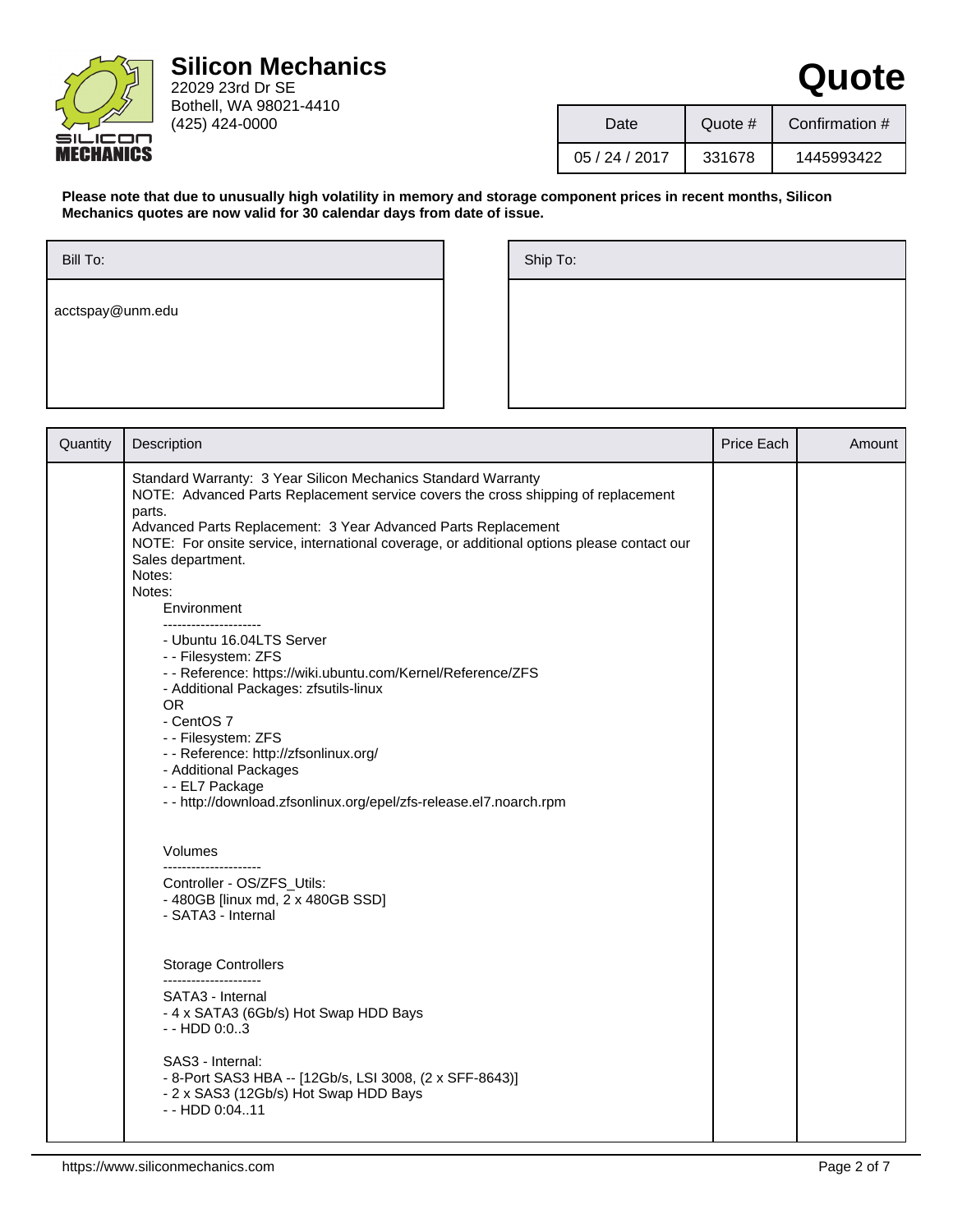**Silicon Mechanics**
22029 23rd Dr SE
Bothell, WA 98021-4410
(425) 424-0000

# Quote

| Date | Quote # | Confirmation # |
|---|---|---|
| 05 / 24 / 2017 | 331678 | 1445993422 |

**Please note that due to unusually high volatility in memory and storage component prices in recent months, Silicon Mechanics quotes are now valid for 30 calendar days from date of issue.**

| Bill To: | Ship To: |
|---|---|
| acctspay@unm.edu | |

| Quantity | Description | Price Each | Amount |
|---|---|---|---|
| | Standard Warranty: 3 Year Silicon Mechanics Standard Warranty<br>NOTE: Advanced Parts Replacement service covers the cross shipping of replacement parts.<br>Advanced Parts Replacement: 3 Year Advanced Parts Replacement<br>NOTE: For onsite service, international coverage, or additional options please contact our Sales department.<br>Notes:<br>Notes:<br>Environment<br>---------------------<br>- Ubuntu 16.04LTS Server<br>- - Filesystem: ZFS<br>- - Reference: https://wiki.ubuntu.com/Kernel/Reference/ZFS<br>- Additional Packages: zfsutils-linux<br>OR<br>- CentOS 7<br>- - Filesystem: ZFS<br>- - Reference: http://zfsonlinux.org/<br>- Additional Packages<br>- - EL7 Package<br>- - http://download.zfsonlinux.org/epel/zfs-release.el7.noarch.rpm<br><br>Volumes<br>---------------------<br>Controller - OS/ZFS_Utils:<br>- 480GB [linux md, 2 x 480GB SSD]<br>- SATA3 - Internal<br><br>Storage Controllers<br>---------------------<br>SATA3 - Internal<br>- 4 x SATA3 (6Gb/s) Hot Swap HDD Bays<br>- - HDD 0:0..3<br><br>SAS3 - Internal:<br>- 8-Port SAS3 HBA -- [12Gb/s, LSI 3008, (2 x SFF-8643)]<br>- 2 x SAS3 (12Gb/s) Hot Swap HDD Bays<br>- - HDD 0:04..11 | | |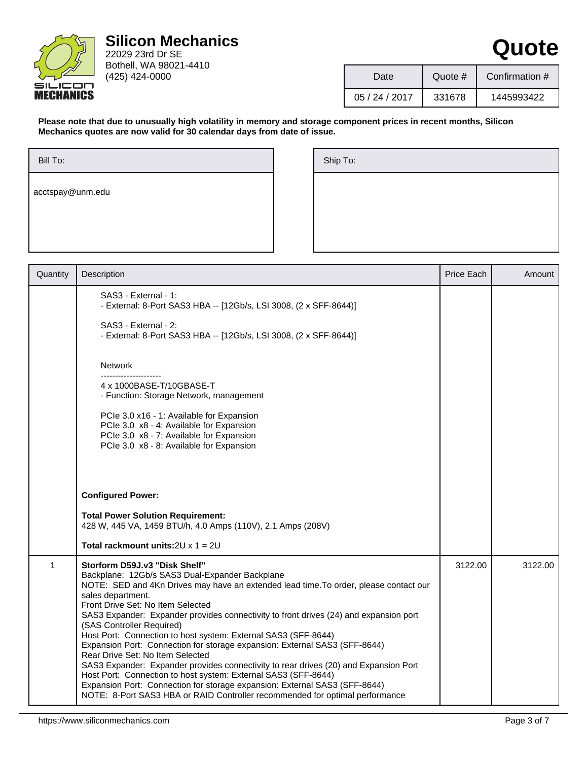# Silicon Mechanics

22029 23rd Dr SE
Bothell, WA 98021-4410
(425) 424-0000

# Quote

| Date | Quote # | Confirmation # |
|---|---|---|
| 05 / 24 / 2017 | 331678 | 1445993422 |

**Please note that due to unusually high volatility in memory and storage component prices in recent months, Silicon Mechanics quotes are now valid for 30 calendar days from date of issue.**

| Bill To: | Ship To: |
|---|---|
| acctspay@unm.edu | |

| Quantity | Description | Price Each | Amount |
|---|---|---|---|
| | SAS3 - External - 1:<br>- External: 8-Port SAS3 HBA -- [12Gb/s, LSI 3008, (2 x SFF-8644)]<br><br>SAS3 - External - 2:<br>- External: 8-Port SAS3 HBA -- [12Gb/s, LSI 3008, (2 x SFF-8644)]<br><br>Network<br>---------------------<br>4 x 1000BASE-T/10GBASE-T<br>- Function: Storage Network, management<br><br>PCIe 3.0 x16 - 1: Available for Expansion<br>PCIe 3.0 x8 - 4: Available for Expansion<br>PCIe 3.0 x8 - 7: Available for Expansion<br>PCIe 3.0 x8 - 8: Available for Expansion<br><br>**Configured Power:**<br><br>**Total Power Solution Requirement:**<br>428 W, 445 VA, 1459 BTU/h, 4.0 Amps (110V), 2.1 Amps (208V)<br><br>**Total rackmount units:**2U x 1 = 2U | | |
| 1 | **Storform D59J.v3 "Disk Shelf"**<br>Backplane: 12Gb/s SAS3 Dual-Expander Backplane<br>NOTE: SED and 4Kn Drives may have an extended lead time.To order, please contact our sales department.<br>Front Drive Set: No Item Selected<br>SAS3 Expander: Expander provides connectivity to front drives (24) and expansion port (SAS Controller Required)<br>Host Port: Connection to host system: External SAS3 (SFF-8644)<br>Expansion Port: Connection for storage expansion: External SAS3 (SFF-8644)<br>Rear Drive Set: No Item Selected<br>SAS3 Expander: Expander provides connectivity to rear drives (20) and Expansion Port<br>Host Port: Connection to host system: External SAS3 (SFF-8644)<br>Expansion Port: Connection for storage expansion: External SAS3 (SFF-8644)<br>NOTE: 8-Port SAS3 HBA or RAID Controller recommended for optimal performance | 3122.00 | 3122.00 |

https://www.siliconmechanics.com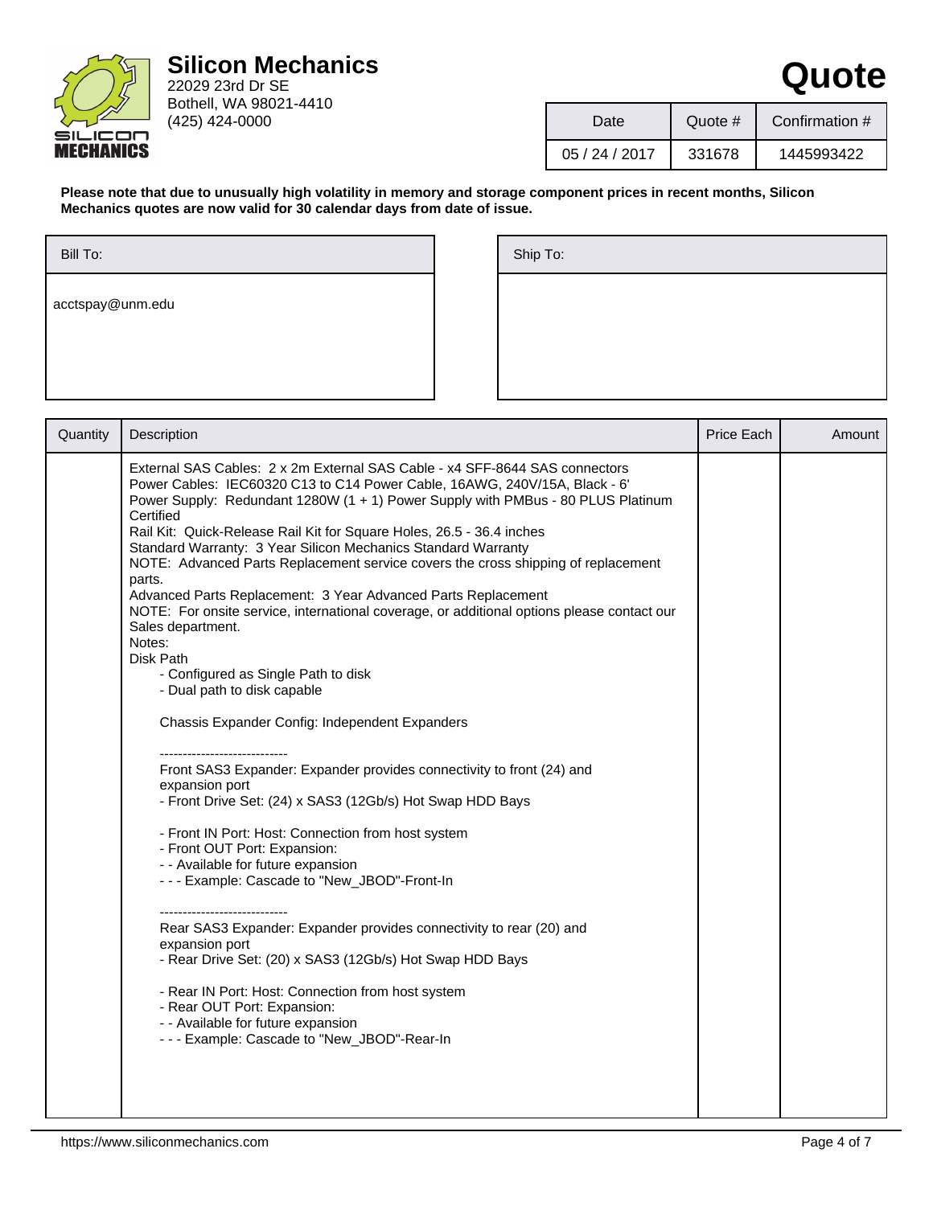# Silicon Mechanics

22029 23rd Dr SE
Bothell, WA 98021-4410
(425) 424-0000

# Quote

| Date | Quote # | Confirmation # |
|---|---|---|
| 05 / 24 / 2017 | 331678 | 1445993422 |

**Please note that due to unusually high volatility in memory and storage component prices in recent months, Silicon Mechanics quotes are now valid for 30 calendar days from date of issue.**

| Bill To: | Ship To: |
|---|---|
| acctspay@unm.edu | |

| Quantity | Description | Price Each | Amount |
|---|---|---|---|
| | External SAS Cables: 2 x 2m External SAS Cable - x4 SFF-8644 SAS connectors<br>Power Cables: IEC60320 C13 to C14 Power Cable, 16AWG, 240V/15A, Black - 6'<br>Power Supply: Redundant 1280W (1 + 1) Power Supply with PMBus - 80 PLUS Platinum Certified<br>Rail Kit: Quick-Release Rail Kit for Square Holes, 26.5 - 36.4 inches<br>Standard Warranty: 3 Year Silicon Mechanics Standard Warranty<br>NOTE: Advanced Parts Replacement service covers the cross shipping of replacement parts.<br>Advanced Parts Replacement: 3 Year Advanced Parts Replacement<br>NOTE: For onsite service, international coverage, or additional options please contact our Sales department.<br>Notes:<br>Disk Path<br>- Configured as Single Path to disk<br>- Dual path to disk capable<br><br>Chassis Expander Config: Independent Expanders<br><br>----------------------------<br>Front SAS3 Expander: Expander provides connectivity to front (24) and expansion port<br>- Front Drive Set: (24) x SAS3 (12Gb/s) Hot Swap HDD Bays<br><br>- Front IN Port: Host: Connection from host system<br>- Front OUT Port: Expansion:<br>- - Available for future expansion<br>- - - Example: Cascade to "New_JBOD"-Front-In<br><br>----------------------------<br>Rear SAS3 Expander: Expander provides connectivity to rear (20) and expansion port<br>- Rear Drive Set: (20) x SAS3 (12Gb/s) Hot Swap HDD Bays<br><br>- Rear IN Port: Host: Connection from host system<br>- Rear OUT Port: Expansion:<br>- - Available for future expansion<br>- - - Example: Cascade to "New_JBOD"-Rear-In | | |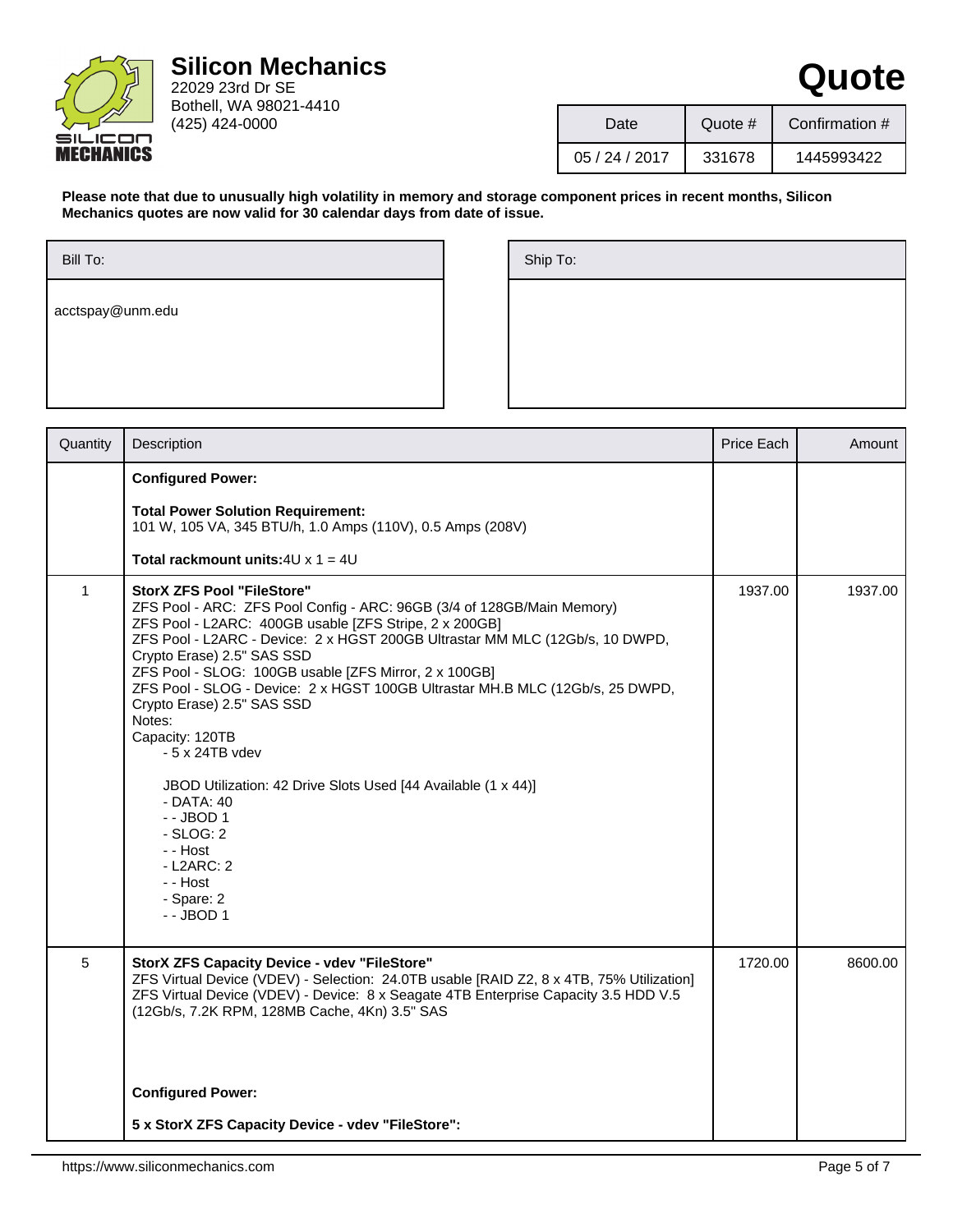**Silicon Mechanics**
22029 23rd Dr SE
Bothell, WA 98021-4410
(425) 424-0000

# Quote

| Date | Quote # | Confirmation # |
|---|---|---|
| 05 / 24 / 2017 | 331678 | 1445993422 |

**Please note that due to unusually high volatility in memory and storage component prices in recent months, Silicon Mechanics quotes are now valid for 30 calendar days from date of issue.**

| Bill To: | Ship To: |
|---|---|
| acctspay@unm.edu | |

| Quantity | Description | Price Each | Amount |
|---|---|---|---|
| | **Configured Power:**<br><br>**Total Power Solution Requirement:**<br>101 W, 105 VA, 345 BTU/h, 1.0 Amps (110V), 0.5 Amps (208V)<br><br>**Total rackmount units:**4U x 1 = 4U | | |
| 1 | **StorX ZFS Pool "FileStore"**<br>ZFS Pool - ARC: ZFS Pool Config - ARC: 96GB (3/4 of 128GB/Main Memory)<br>ZFS Pool - L2ARC: 400GB usable [ZFS Stripe, 2 x 200GB]<br>ZFS Pool - L2ARC - Device: 2 x HGST 200GB Ultrastar MM MLC (12Gb/s, 10 DWPD, Crypto Erase) 2.5" SAS SSD<br>ZFS Pool - SLOG: 100GB usable [ZFS Mirror, 2 x 100GB]<br>ZFS Pool - SLOG - Device: 2 x HGST 100GB Ultrastar MH.B MLC (12Gb/s, 25 DWPD, Crypto Erase) 2.5" SAS SSD<br>Notes:<br>Capacity: 120TB<br>- 5 x 24TB vdev<br><br>JBOD Utilization: 42 Drive Slots Used [44 Available (1 x 44)]<br>- DATA: 40<br>- - JBOD 1<br>- SLOG: 2<br>- - Host<br>- L2ARC: 2<br>- - Host<br>- Spare: 2<br>- - JBOD 1 | 1937.00 | 1937.00 |
| 5 | **StorX ZFS Capacity Device - vdev "FileStore"**<br>ZFS Virtual Device (VDEV) - Selection: 24.0TB usable [RAID Z2, 8 x 4TB, 75% Utilization]<br>ZFS Virtual Device (VDEV) - Device: 8 x Seagate 4TB Enterprise Capacity 3.5 HDD V.5 (12Gb/s, 7.2K RPM, 128MB Cache, 4Kn) 3.5" SAS<br><br>**Configured Power:**<br><br>**5 x StorX ZFS Capacity Device - vdev "FileStore":** | 1720.00 | 8600.00 |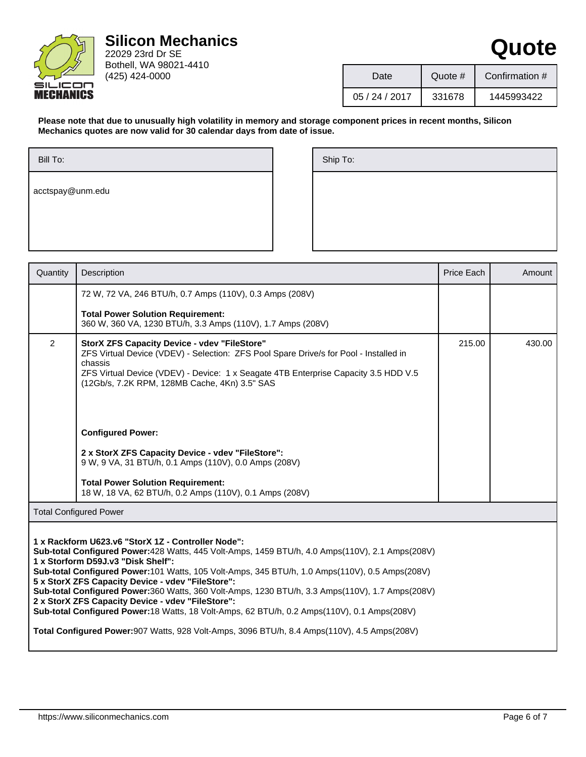# Silicon Mechanics

22029 23rd Dr SE
Bothell, WA 98021-4410
(425) 424-0000

# Quote

| Date | Quote # | Confirmation # |
|---|---|---|
| 05 / 24 / 2017 | 331678 | 1445993422 |

**Please note that due to unusually high volatility in memory and storage component prices in recent months, Silicon Mechanics quotes are now valid for 30 calendar days from date of issue.**

| Bill To: | Ship To: |
|---|---|
| acctspay@unm.edu | |

| Quantity | Description | Price Each | Amount |
|---|---|---|---|
| | 72 W, 72 VA, 246 BTU/h, 0.7 Amps (110V), 0.3 Amps (208V)<br><br>**Total Power Solution Requirement:**<br>360 W, 360 VA, 1230 BTU/h, 3.3 Amps (110V), 1.7 Amps (208V) | | |
| 2 | **StorX ZFS Capacity Device - vdev "FileStore"**<br>ZFS Virtual Device (VDEV) - Selection: ZFS Pool Spare Drive/s for Pool - Installed in chassis<br>ZFS Virtual Device (VDEV) - Device: 1 x Seagate 4TB Enterprise Capacity 3.5 HDD V.5 (12Gb/s, 7.2K RPM, 128MB Cache, 4Kn) 3.5" SAS<br><br>**Configured Power:**<br><br>**2 x StorX ZFS Capacity Device - vdev "FileStore":**<br>9 W, 9 VA, 31 BTU/h, 0.1 Amps (110V), 0.0 Amps (208V)<br><br>**Total Power Solution Requirement:**<br>18 W, 18 VA, 62 BTU/h, 0.2 Amps (110V), 0.1 Amps (208V) | 215.00 | 430.00 |

**Total Configured Power**

**1 x Rackform U623.v6 "StorX 1Z - Controller Node":**
**Sub-total Configured Power:**428 Watts, 445 Volt-Amps, 1459 BTU/h, 4.0 Amps(110V), 2.1 Amps(208V)
**1 x Storform D59J.v3 "Disk Shelf":**
**Sub-total Configured Power:**101 Watts, 105 Volt-Amps, 345 BTU/h, 1.0 Amps(110V), 0.5 Amps(208V)
**5 x StorX ZFS Capacity Device - vdev "FileStore":**
**Sub-total Configured Power:**360 Watts, 360 Volt-Amps, 1230 BTU/h, 3.3 Amps(110V), 1.7 Amps(208V)
**2 x StorX ZFS Capacity Device - vdev "FileStore":**
**Sub-total Configured Power:**18 Watts, 18 Volt-Amps, 62 BTU/h, 0.2 Amps(110V), 0.1 Amps(208V)

**Total Configured Power:**907 Watts, 928 Volt-Amps, 3096 BTU/h, 8.4 Amps(110V), 4.5 Amps(208V)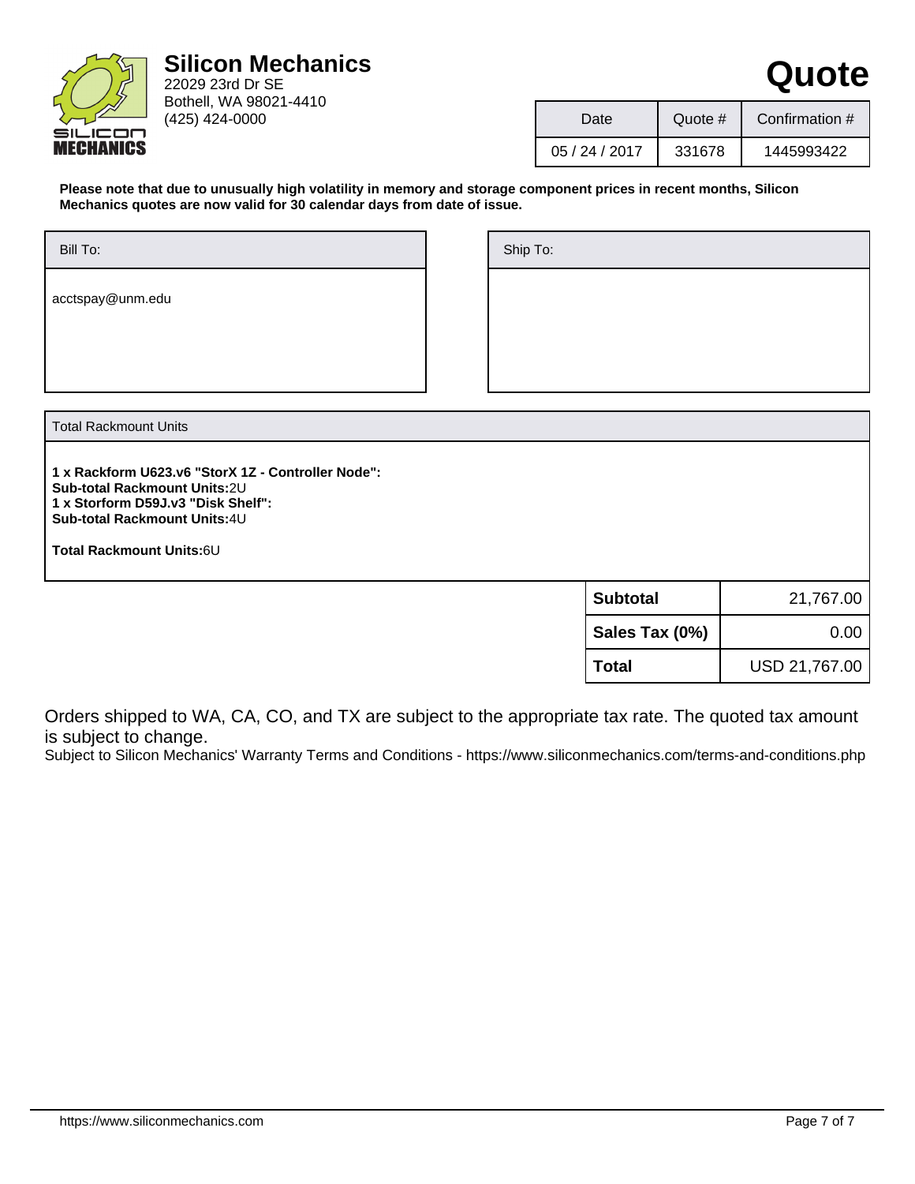# Silicon Mechanics

22029 23rd Dr SE
Bothell, WA 98021-4410
(425) 424-0000

# Quote

| Date | Quote # | Confirmation # |
| --- | --- | --- |
| 05 / 24 / 2017 | 331678 | 1445993422 |

**Please note that due to unusually high volatility in memory and storage component prices in recent months, Silicon Mechanics quotes are now valid for 30 calendar days from date of issue.**

| Bill To: | Ship To: |
| --- | --- |
| acctspay@unm.edu | |

| Total Rackmount Units |
| --- |
| **1 x Rackform U623.v6 "StorX 1Z - Controller Node":**<br>**Sub-total Rackmount Units:**2U<br>**1 x Storform D59J.v3 "Disk Shelf":**<br>**Sub-total Rackmount Units:**4U<br><br>**Total Rackmount Units:**6U |

| | |
| --- | --- |
| **Subtotal** | 21,767.00 |
| **Sales Tax (0%)** | 0.00 |
| **Total** | USD 21,767.00 |

Orders shipped to WA, CA, CO, and TX are subject to the appropriate tax rate. The quoted tax amount is subject to change.

Subject to Silicon Mechanics' Warranty Terms and Conditions - https://www.siliconmechanics.com/terms-and-conditions.php